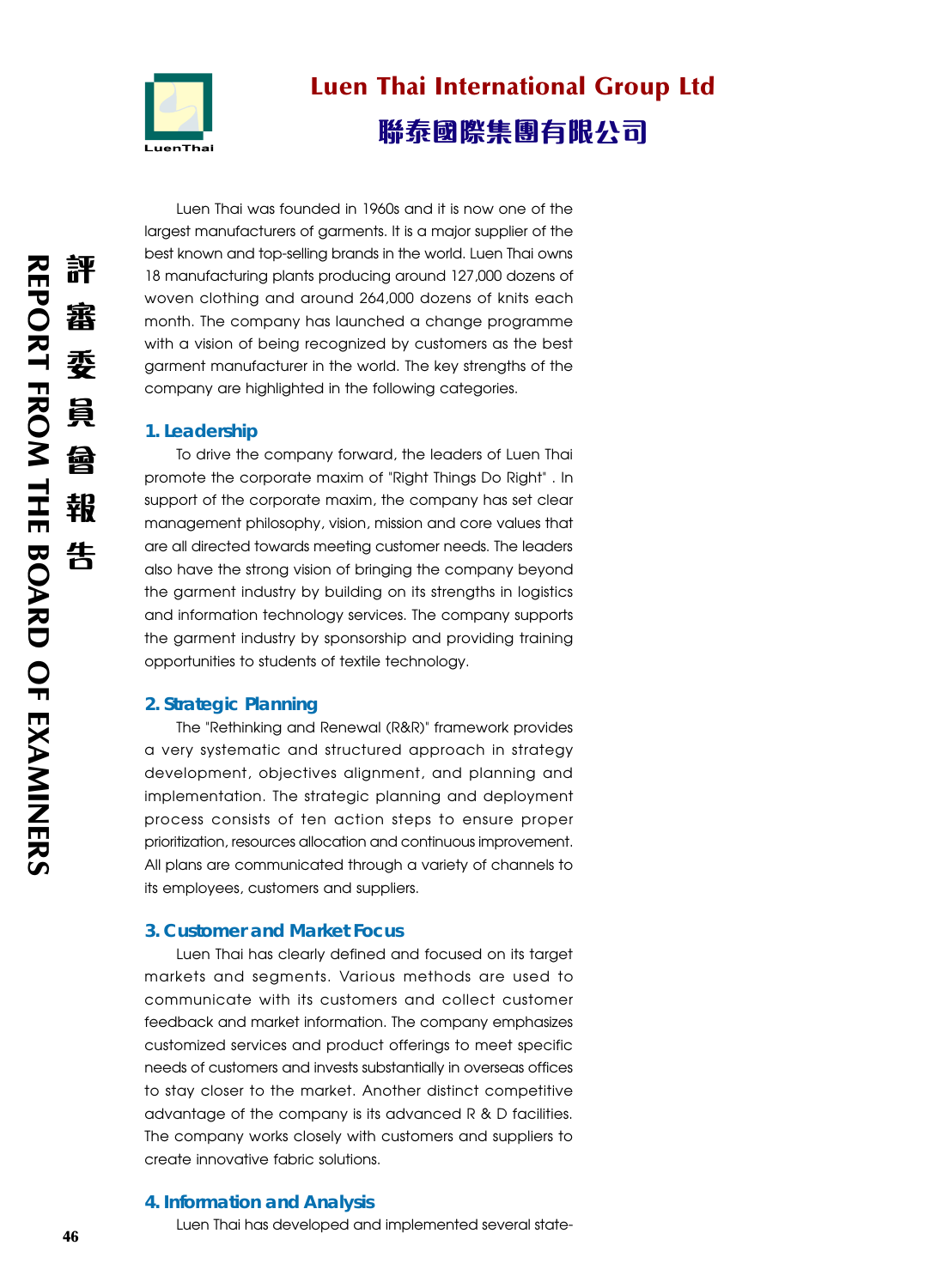# Luen Thai International Group Ltd

# 聯泰國際集團有限公司

Luen Thai was founded in 1960s and it is now one of the largest manufacturers of garments. It is a major supplier of the best known and top-selling brands in the world. Luen Thai owns 18 manufacturing plants producing around 127,000 dozens of woven clothing and around 264,000 dozens of knits each month. The company has launched a change programme with a vision of being recognized by customers as the best garment manufacturer in the world. The key strengths of the company are highlighted in the following categories.

## 1. Leadership

To drive the company forward, the leaders of Luen Thai promote the corporate maxim of "Right Things Do Right" . In support of the corporate maxim, the company has set clear management philosophy, vision, mission and core values that are all directed towards meeting customer needs. The leaders also have the strong vision of bringing the company beyond the garment industry by building on its strengths in logistics and information technology services. The company supports the garment industry by sponsorship and providing training opportunities to students of textile technology.

## 2. Strategic Planning

The "Rethinking and Renewal (R&R)" framework provides a very systematic and structured approach in strategy development, objectives alignment, and planning and implementation. The strategic planning and deployment process consists of ten action steps to ensure proper prioritization, resources allocation and continuous improvement. All plans are communicated through a variety of channels to its employees, customers and suppliers.

## 3. Customer and Market Focus

Luen Thai has clearly defined and focused on its target markets and segments. Various methods are used to communicate with its customers and collect customer feedback and market information. The company emphasizes customized services and product offerings to meet specific needs of customers and invests substantially in overseas offices to stay closer to the market. Another distinct competitive advantage of the company is its advanced R & D facilities. The company works closely with customers and suppliers to create innovative fabric solutions.

## 4. Information and Analysis

Luen Thai has developed and implemented several state-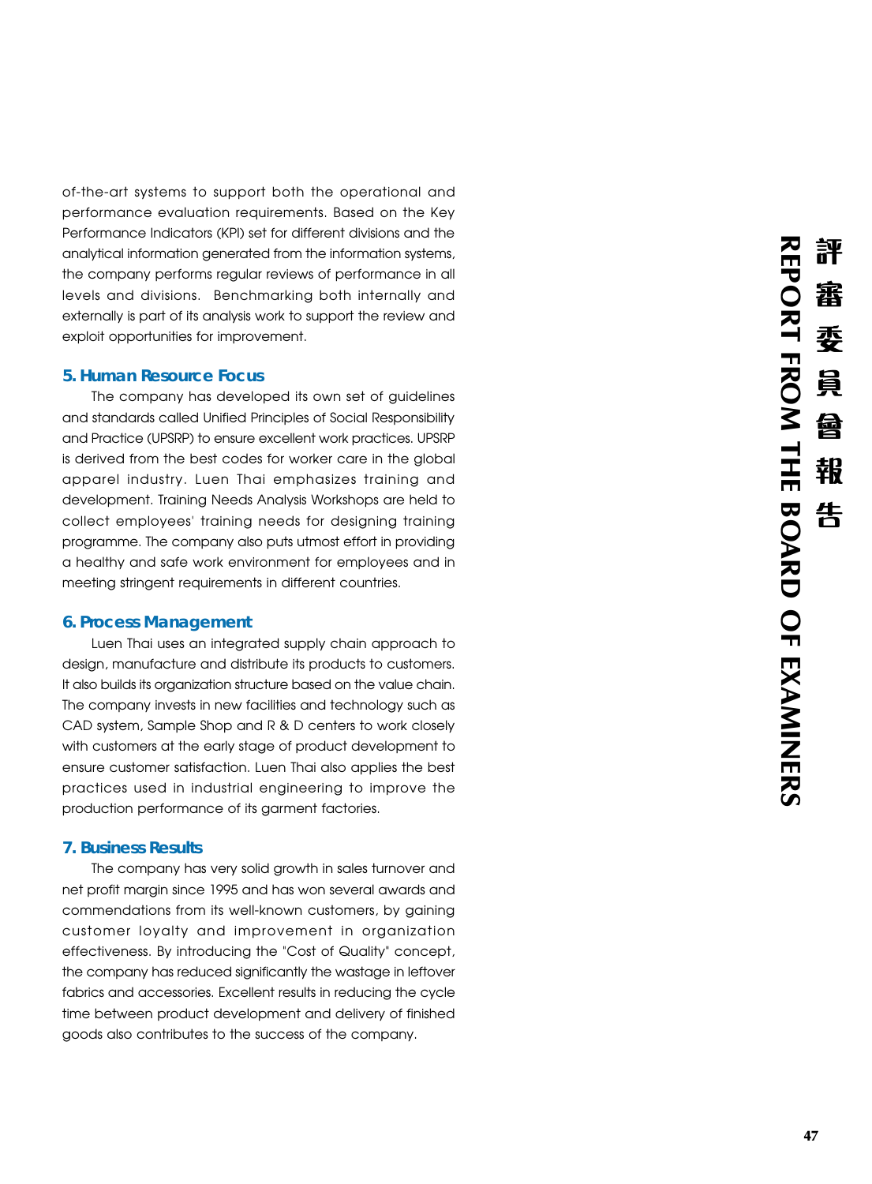of-the-art systems to support both the operational and performance evaluation requirements. Based on the Key Performance Indicators (KPI) set for different divisions and the analytical information generated from the information systems, the company performs regular reviews of performance in all levels and divisions. Benchmarking both internally and externally is part of its analysis work to support the review and exploit opportunities for improvement.

### 5. Human Resource Focus

The company has developed its own set of guidelines and standards called Unified Principles of Social Responsibility and Practice (UPSRP) to ensure excellent work practices. UPSRP is derived from the best codes for worker care in the global apparel industry. Luen Thai emphasizes training and development. Training Needs Analysis Workshops are held to collect employees' training needs for designing training programme. The company also puts utmost effort in providing a healthy and safe work environment for employees and in meeting stringent requirements in different countries.

### 6. Process Management

Luen Thai uses an integrated supply chain approach to design, manufacture and distribute its products to customers. It also builds its organization structure based on the value chain. The company invests in new facilities and technology such as CAD system, Sample Shop and R & D centers to work closely with customers at the early stage of product development to ensure customer satisfaction. Luen Thai also applies the best practices used in industrial engineering to improve the production performance of its garment factories.

### 7. Business Results

The company has very solid growth in sales turnover and net profit margin since 1995 and has won several awards and commendations from its well-known customers, by gaining customer loyalty and improvement in organization effectiveness. By introducing the "Cost of Quality" concept, the company has reduced significantly the wastage in leftover fabrics and accessories. Excellent results in reducing the cycle time between product development and delivery of finished goods also contributes to the success of the company.